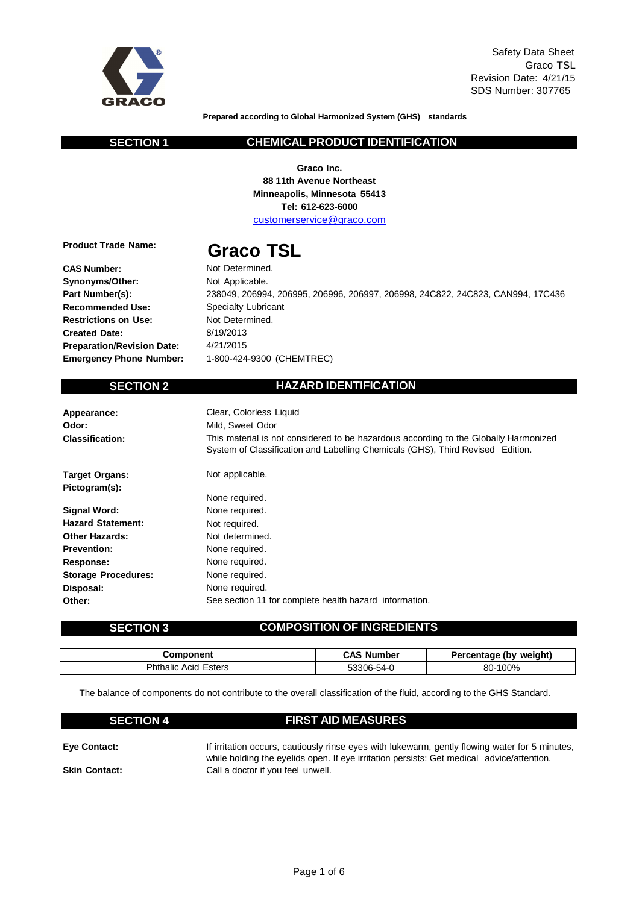Safety Data Sheet
Graco TSL
Revision Date: 4/21/15
SDS Number: 307765

**Prepared according to Global Harmonized System (GHS) standards**

## SECTION 1 CHEMICAL PRODUCT IDENTIFICATION

**Graco Inc.**
**88 11th Avenue Northeast**
**Minneapolis, Minnesota 55413**
**Tel: 612-623-6000**
customerservice@graco.com

**Product Trade Name:** **Graco TSL**

**CAS Number:** Not Determined.
**Synonyms/Other:** Not Applicable.
**Part Number(s):** 238049, 206994, 206995, 206996, 206997, 206998, 24C822, 24C823, CAN994, 17C436
**Recommended Use:** Specialty Lubricant
**Restrictions on Use:** Not Determined.
**Created Date:** 8/19/2013
**Preparation/Revision Date:** 4/21/2015
**Emergency Phone Number:** 1-800-424-9300 (CHEMTREC)

## SECTION 2 HAZARD IDENTIFICATION

**Appearance:** Clear, Colorless Liquid
**Odor:** Mild, Sweet Odor
**Classification:** This material is not considered to be hazardous according to the Globally Harmonized System of Classification and Labelling Chemicals (GHS), Third Revised Edition.

**Target Organs:** Not applicable.
**Pictogram(s):** None required.
**Signal Word:** None required.
**Hazard Statement:** Not required.
**Other Hazards:** Not determined.
**Prevention:** None required.
**Response:** None required.
**Storage Procedures:** None required.
**Disposal:** None required.
**Other:** See section 11 for complete health hazard information.

## SECTION 3 COMPOSITION OF INGREDIENTS

| Component | CAS Number | Percentage (by weight) |
|---|---|---|
| Phthalic Acid Esters | 53306-54-0 | 80-100% |

The balance of components do not contribute to the overall classification of the fluid, according to the GHS Standard.

## SECTION 4 FIRST AID MEASURES

**Eye Contact:** If irritation occurs, cautiously rinse eyes with lukewarm, gently flowing water for 5 minutes, while holding the eyelids open. If eye irritation persists: Get medical advice/attention.

**Skin Contact:** Call a doctor if you feel unwell.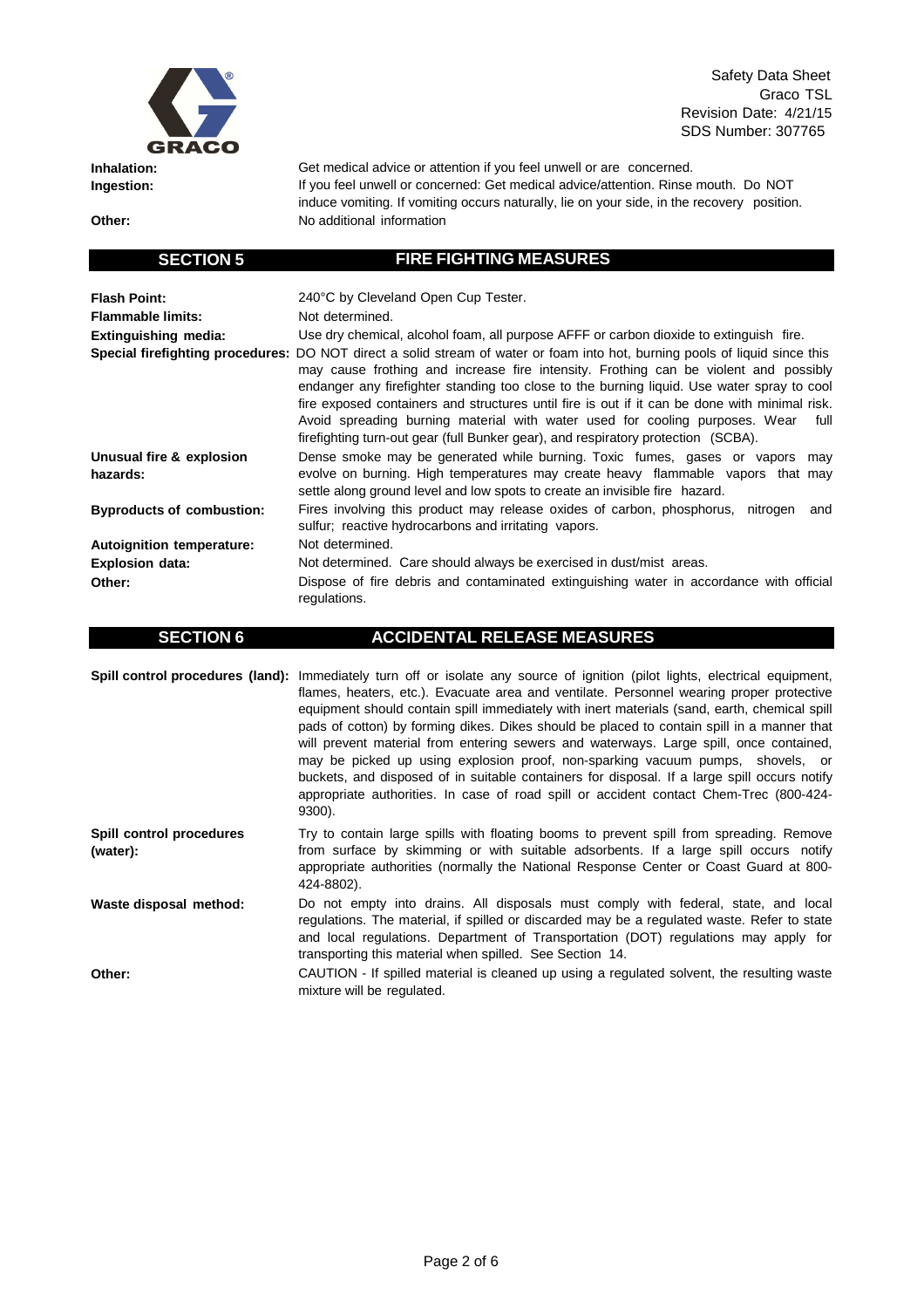**Inhalation:** Get medical advice or attention if you feel unwell or are concerned.

**Ingestion:** If you feel unwell or concerned: Get medical advice/attention. Rinse mouth. Do NOT induce vomiting. If vomiting occurs naturally, lie on your side, in the recovery position.

**Other:** No additional information

## SECTION 5 FIRE FIGHTING MEASURES

**Flash Point:** 240°C by Cleveland Open Cup Tester.

**Flammable limits:** Not determined.

**Extinguishing media:** Use dry chemical, alcohol foam, all purpose AFFF or carbon dioxide to extinguish fire.

**Special firefighting procedures:** DO NOT direct a solid stream of water or foam into hot, burning pools of liquid since this may cause frothing and increase fire intensity. Frothing can be violent and possibly endanger any firefighter standing too close to the burning liquid. Use water spray to cool fire exposed containers and structures until fire is out if it can be done with minimal risk. Avoid spreading burning material with water used for cooling purposes. Wear full firefighting turn-out gear (full Bunker gear), and respiratory protection (SCBA).

**Unusual fire & explosion hazards:** Dense smoke may be generated while burning. Toxic fumes, gases or vapors may evolve on burning. High temperatures may create heavy flammable vapors that may settle along ground level and low spots to create an invisible fire hazard.

**Byproducts of combustion:** Fires involving this product may release oxides of carbon, phosphorus, nitrogen and sulfur; reactive hydrocarbons and irritating vapors.

**Autoignition temperature:** Not determined.

**Explosion data:** Not determined. Care should always be exercised in dust/mist areas.

**Other:** Dispose of fire debris and contaminated extinguishing water in accordance with official regulations.

## SECTION 6 ACCIDENTAL RELEASE MEASURES

**Spill control procedures (land):** Immediately turn off or isolate any source of ignition (pilot lights, electrical equipment, flames, heaters, etc.). Evacuate area and ventilate. Personnel wearing proper protective equipment should contain spill immediately with inert materials (sand, earth, chemical spill pads of cotton) by forming dikes. Dikes should be placed to contain spill in a manner that will prevent material from entering sewers and waterways. Large spill, once contained, may be picked up using explosion proof, non-sparking vacuum pumps, shovels, or buckets, and disposed of in suitable containers for disposal. If a large spill occurs notify appropriate authorities. In case of road spill or accident contact Chem-Trec (800-424-9300).

**Spill control procedures (water):** Try to contain large spills with floating booms to prevent spill from spreading. Remove from surface by skimming or with suitable adsorbents. If a large spill occurs notify appropriate authorities (normally the National Response Center or Coast Guard at 800-424-8802).

**Waste disposal method:** Do not empty into drains. All disposals must comply with federal, state, and local regulations. The material, if spilled or discarded may be a regulated waste. Refer to state and local regulations. Department of Transportation (DOT) regulations may apply for transporting this material when spilled. See Section 14.

**Other:** CAUTION - If spilled material is cleaned up using a regulated solvent, the resulting waste mixture will be regulated.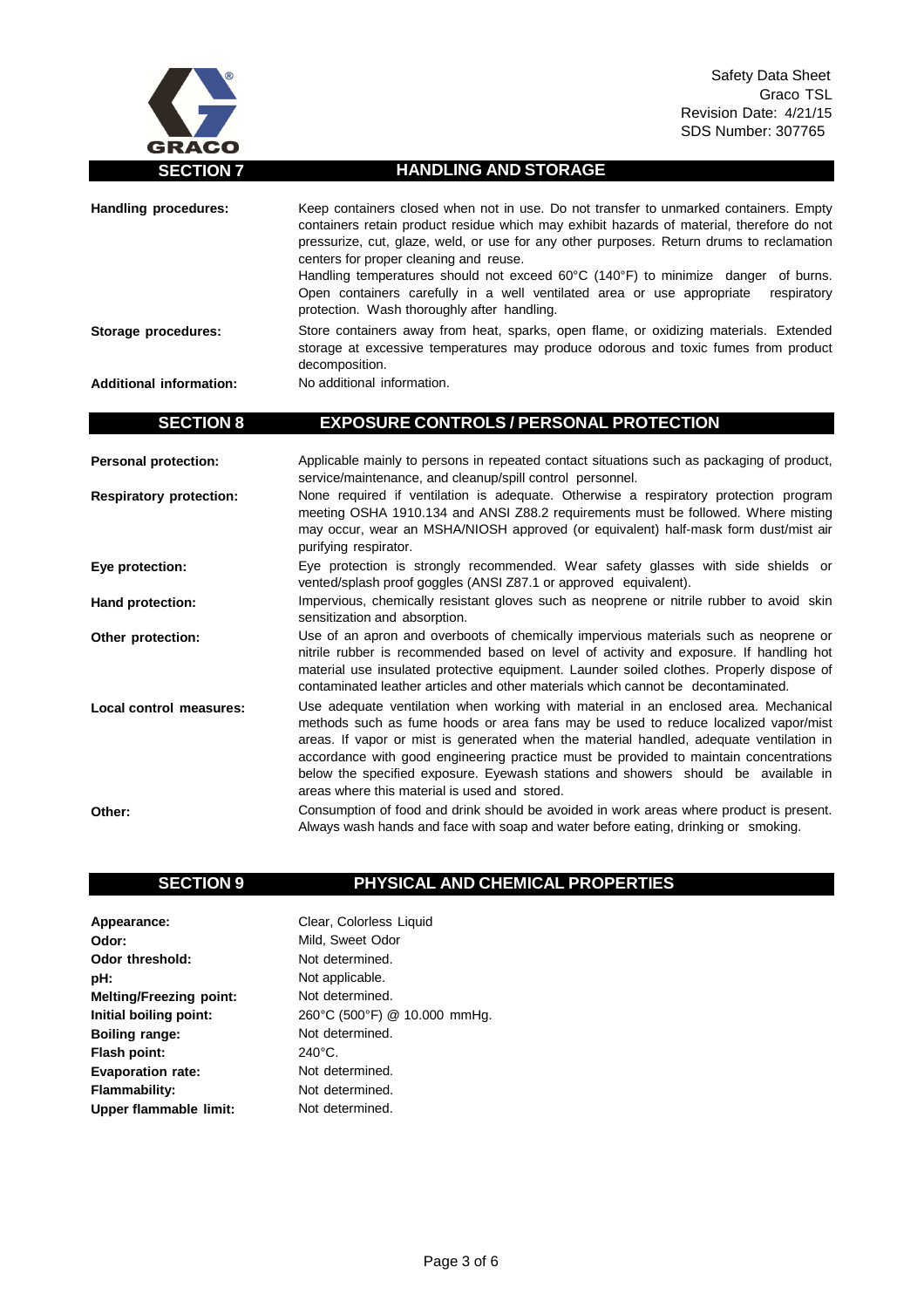## SECTION 7 HANDLING AND STORAGE

**Handling procedures:** Keep containers closed when not in use. Do not transfer to unmarked containers. Empty containers retain product residue which may exhibit hazards of material, therefore do not pressurize, cut, glaze, weld, or use for any other purposes. Return drums to reclamation centers for proper cleaning and reuse.
Handling temperatures should not exceed 60°C (140°F) to minimize danger of burns. Open containers carefully in a well ventilated area or use appropriate respiratory protection. Wash thoroughly after handling.

**Storage procedures:** Store containers away from heat, sparks, open flame, or oxidizing materials. Extended storage at excessive temperatures may produce odorous and toxic fumes from product decomposition.

**Additional information:** No additional information.

## SECTION 8 EXPOSURE CONTROLS / PERSONAL PROTECTION

**Personal protection:** Applicable mainly to persons in repeated contact situations such as packaging of product, service/maintenance, and cleanup/spill control personnel.

**Respiratory protection:** None required if ventilation is adequate. Otherwise a respiratory protection program meeting OSHA 1910.134 and ANSI Z88.2 requirements must be followed. Where misting may occur, wear an MSHA/NIOSH approved (or equivalent) half-mask form dust/mist air purifying respirator.

**Eye protection:** Eye protection is strongly recommended. Wear safety glasses with side shields or vented/splash proof goggles (ANSI Z87.1 or approved equivalent).

**Hand protection:** Impervious, chemically resistant gloves such as neoprene or nitrile rubber to avoid skin sensitization and absorption.

**Other protection:** Use of an apron and overboots of chemically impervious materials such as neoprene or nitrile rubber is recommended based on level of activity and exposure. If handling hot material use insulated protective equipment. Launder soiled clothes. Properly dispose of contaminated leather articles and other materials which cannot be decontaminated.

**Local control measures:** Use adequate ventilation when working with material in an enclosed area. Mechanical methods such as fume hoods or area fans may be used to reduce localized vapor/mist areas. If vapor or mist is generated when the material handled, adequate ventilation in accordance with good engineering practice must be provided to maintain concentrations below the specified exposure. Eyewash stations and showers should be available in areas where this material is used and stored.

**Other:** Consumption of food and drink should be avoided in work areas where product is present. Always wash hands and face with soap and water before eating, drinking or smoking.

## SECTION 9 PHYSICAL AND CHEMICAL PROPERTIES

**Appearance:** Clear, Colorless Liquid
**Odor:** Mild, Sweet Odor
**Odor threshold:** Not determined.
**pH:** Not applicable.
**Melting/Freezing point:** Not determined.
**Initial boiling point:** 260°C (500°F) @ 10.000 mmHg.
**Boiling range:** Not determined.
**Flash point:** 240°C.
**Evaporation rate:** Not determined.
**Flammability:** Not determined.
**Upper flammable limit:** Not determined.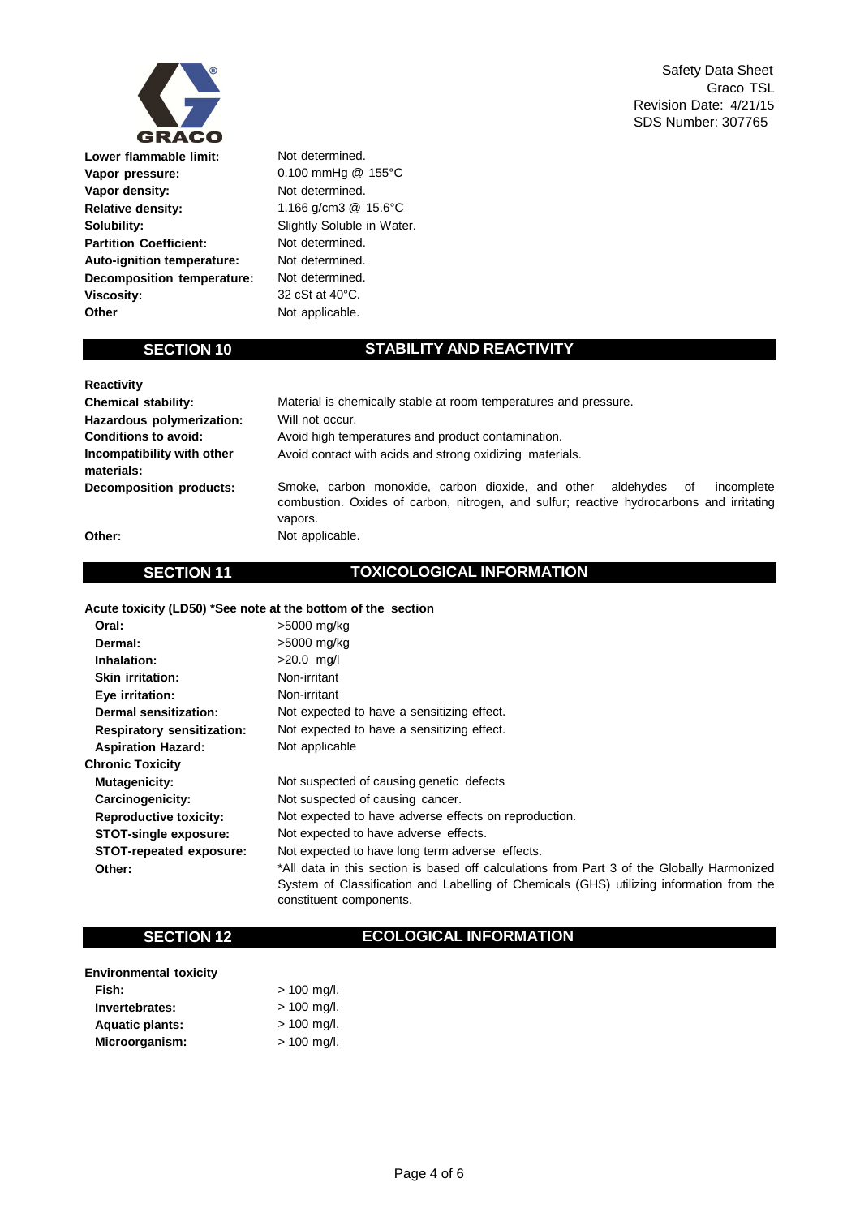| | |
|---|---|
| **Lower flammable limit:** | Not determined. |
| **Vapor pressure:** | 0.100 mmHg @ 155°C |
| **Vapor density:** | Not determined. |
| **Relative density:** | 1.166 g/cm3 @ 15.6°C |
| **Solubility:** | Slightly Soluble in Water. |
| **Partition Coefficient:** | Not determined. |
| **Auto-ignition temperature:** | Not determined. |
| **Decomposition temperature:** | Not determined. |
| **Viscosity:** | 32 cSt at 40°C. |
| **Other** | Not applicable. |

## SECTION 10 STABILITY AND REACTIVITY

**Reactivity**

| | |
|---|---|
| **Chemical stability:** | Material is chemically stable at room temperatures and pressure. |
| **Hazardous polymerization:** | Will not occur. |
| **Conditions to avoid:** | Avoid high temperatures and product contamination. |
| **Incompatibility with other materials:** | Avoid contact with acids and strong oxidizing materials. |
| **Decomposition products:** | Smoke, carbon monoxide, carbon dioxide, and other aldehydes of incomplete combustion. Oxides of carbon, nitrogen, and sulfur; reactive hydrocarbons and irritating vapors. |
| **Other:** | Not applicable. |

## SECTION 11 TOXICOLOGICAL INFORMATION

**Acute toxicity (LD50) *See note at the bottom of the section**

| | |
|---|---|
| **Oral:** | >5000 mg/kg |
| **Dermal:** | >5000 mg/kg |
| **Inhalation:** | >20.0 mg/l |
| **Skin irritation:** | Non-irritant |
| **Eye irritation:** | Non-irritant |
| **Dermal sensitization:** | Not expected to have a sensitizing effect. |
| **Respiratory sensitization:** | Not expected to have a sensitizing effect. |
| **Aspiration Hazard:** | Not applicable |

**Chronic Toxicity**

| | |
|---|---|
| **Mutagenicity:** | Not suspected of causing genetic defects |
| **Carcinogenicity:** | Not suspected of causing cancer. |
| **Reproductive toxicity:** | Not expected to have adverse effects on reproduction. |
| **STOT-single exposure:** | Not expected to have adverse effects. |
| **STOT-repeated exposure:** | Not expected to have long term adverse effects. |
| **Other:** | *All data in this section is based off calculations from Part 3 of the Globally Harmonized System of Classification and Labelling of Chemicals (GHS) utilizing information from the constituent components. |

## SECTION 12 ECOLOGICAL INFORMATION

**Environmental toxicity**

| | |
|---|---|
| **Fish:** | > 100 mg/l. |
| **Invertebrates:** | > 100 mg/l. |
| **Aquatic plants:** | > 100 mg/l. |
| **Microorganism:** | > 100 mg/l. |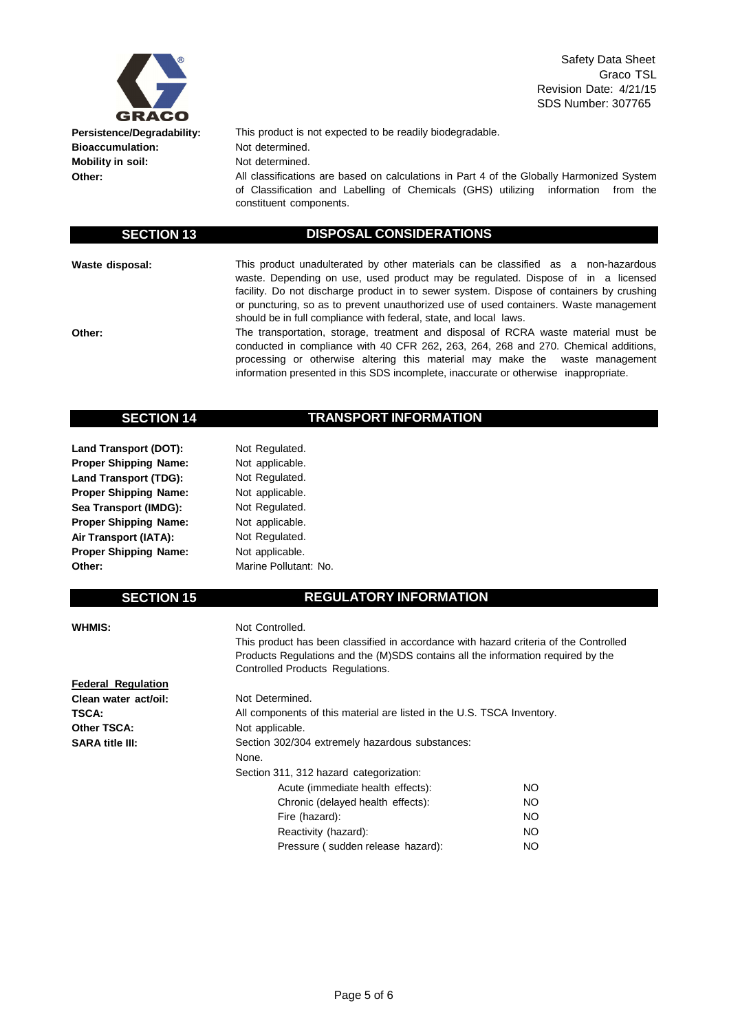**Persistence/Degradability:** This product is not expected to be readily biodegradable.

**Bioaccumulation:** Not determined.

**Mobility in soil:** Not determined.

**Other:** All classifications are based on calculations in Part 4 of the Globally Harmonized System of Classification and Labelling of Chemicals (GHS) utilizing information from the constituent components.

## SECTION 13 DISPOSAL CONSIDERATIONS

**Waste disposal:** This product unadulterated by other materials can be classified as a non-hazardous waste. Depending on use, used product may be regulated. Dispose of in a licensed facility. Do not discharge product in to sewer system. Dispose of containers by crushing or puncturing, so as to prevent unauthorized use of used containers. Waste management should be in full compliance with federal, state, and local laws.

**Other:** The transportation, storage, treatment and disposal of RCRA waste material must be conducted in compliance with 40 CFR 262, 263, 264, 268 and 270. Chemical additions, processing or otherwise altering this material may make the waste management information presented in this SDS incomplete, inaccurate or otherwise inappropriate.

## SECTION 14 TRANSPORT INFORMATION

**Land Transport (DOT):** Not Regulated.
**Proper Shipping Name:** Not applicable.
**Land Transport (TDG):** Not Regulated.
**Proper Shipping Name:** Not applicable.
**Sea Transport (IMDG):** Not Regulated.
**Proper Shipping Name:** Not applicable.
**Air Transport (IATA):** Not Regulated.
**Proper Shipping Name:** Not applicable.
**Other:** Marine Pollutant: No.

## SECTION 15 REGULATORY INFORMATION

**WHMIS:** Not Controlled.
This product has been classified in accordance with hazard criteria of the Controlled Products Regulations and the (M)SDS contains all the information required by the Controlled Products Regulations.

**Federal Regulation**

**Clean water act/oil:** Not Determined.

**TSCA:** All components of this material are listed in the U.S. TSCA Inventory.

**Other TSCA:** Not applicable.

**SARA title III:** Section 302/304 extremely hazardous substances:
None.
Section 311, 312 hazard categorization:

| | |
|---|---|
| Acute (immediate health effects): | NO |
| Chronic (delayed health effects): | NO |
| Fire (hazard): | NO |
| Reactivity (hazard): | NO |
| Pressure ( sudden release hazard): | NO |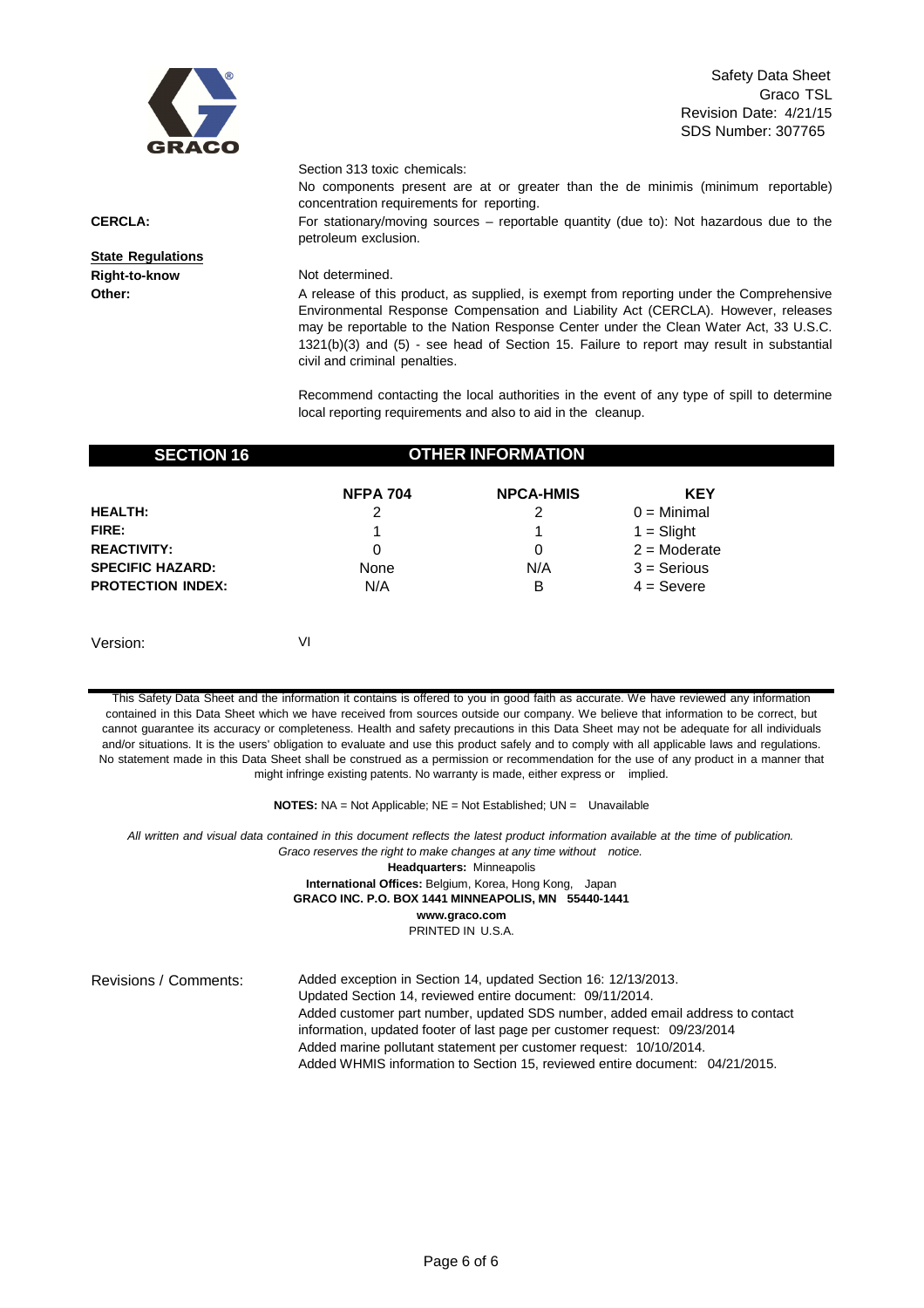Section 313 toxic chemicals:

No components present are at or greater than the de minimis (minimum reportable) concentration requirements for reporting.

**CERCLA:** For stationary/moving sources – reportable quantity (due to): Not hazardous due to the petroleum exclusion.

**State Regulations**

**Right-to-know** Not determined.

**Other:** A release of this product, as supplied, is exempt from reporting under the Comprehensive Environmental Response Compensation and Liability Act (CERCLA). However, releases may be reportable to the Nation Response Center under the Clean Water Act, 33 U.S.C. 1321(b)(3) and (5) - see head of Section 15. Failure to report may result in substantial civil and criminal penalties.

Recommend contacting the local authorities in the event of any type of spill to determine local reporting requirements and also to aid in the cleanup.

## SECTION 16 OTHER INFORMATION

| | NFPA 704 | NPCA-HMIS | KEY |
|---|---|---|---|
| **HEALTH:** | 2 | 2 | 0 = Minimal |
| **FIRE:** | 1 | 1 | 1 = Slight |
| **REACTIVITY:** | 0 | 0 | 2 = Moderate |
| **SPECIFIC HAZARD:** | None | N/A | 3 = Serious |
| **PROTECTION INDEX:** | N/A | B | 4 = Severe |

Version: VI

This Safety Data Sheet and the information it contains is offered to you in good faith as accurate. We have reviewed any information contained in this Data Sheet which we have received from sources outside our company. We believe that information to be correct, but cannot guarantee its accuracy or completeness. Health and safety precautions in this Data Sheet may not be adequate for all individuals and/or situations. It is the users' obligation to evaluate and use this product safely and to comply with all applicable laws and regulations. No statement made in this Data Sheet shall be construed as a permission or recommendation for the use of any product in a manner that might infringe existing patents. No warranty is made, either express or implied.

**NOTES:** NA = Not Applicable; NE = Not Established; UN = Unavailable

*All written and visual data contained in this document reflects the latest product information available at the time of publication. Graco reserves the right to make changes at any time without notice.*

**Headquarters:** Minneapolis

**International Offices:** Belgium, Korea, Hong Kong, Japan

**GRACO INC. P.O. BOX 1441 MINNEAPOLIS, MN 55440-1441**

**www.graco.com**

PRINTED IN U.S.A.

Revisions / Comments:

Added exception in Section 14, updated Section 16: 12/13/2013.
Updated Section 14, reviewed entire document: 09/11/2014.
Added customer part number, updated SDS number, added email address to contact information, updated footer of last page per customer request: 09/23/2014
Added marine pollutant statement per customer request: 10/10/2014.
Added WHMIS information to Section 15, reviewed entire document: 04/21/2015.